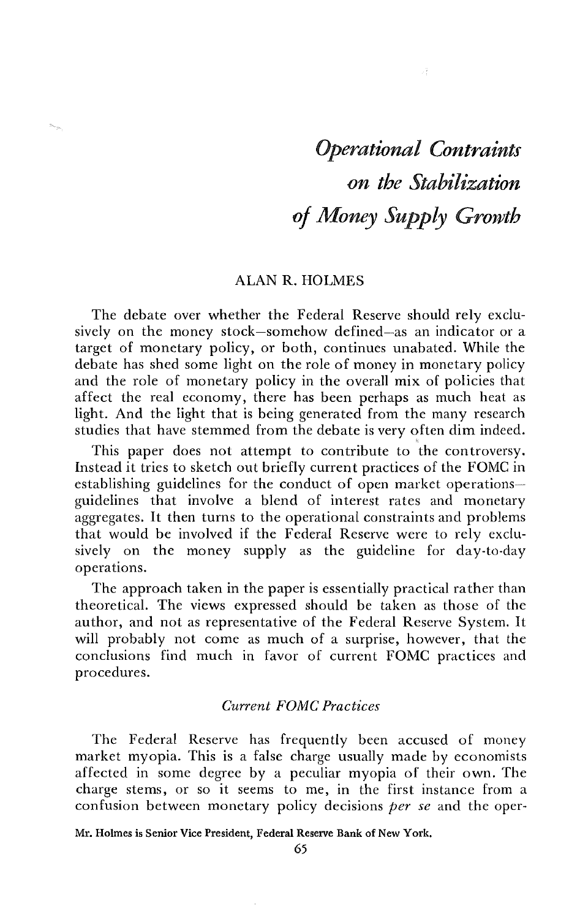# *Operational Contraints on the Stabilization of Money Supply Growth*

ALAN R. HOLMES

The debate over whether the Federal Reserve should rely exclusively on the money stock—somehow defined—as an indicator or a target of monetary policy, or both, continues unabated. While the debate has shed some light on the role of money in monetary policy and the role of monetary policy in the overall mix of policies that affect the real economy, there has been perhaps as much heat as light. And the light that is being generated from the many research studies that have stemmed from the debate is very often dim indeed.

This paper does not attempt to contribute to the controversy. Instead it tries to sketch out briefly current practices of the FOMC in establishing guidelines for the conduct of open market operations—guidelines that involve a blend of interest rates and monetary aggregates. It then turns to the operational constraints and problems that would be involved if the Federal Reserve were to rely exclusively on the money supply as the guideline for day-to-day operations.

The approach taken in the paper is essentially practical rather than theoretical. The views expressed should be taken as those of the author, and not as representative of the Federal Reserve System. It will probably not come as much of a surprise, however, that the conclusions find much in favor of current FOMC practices and procedures.

## *Current FOMC Practices*

The Federal Reserve has frequently been accused of money market myopia. This is a false charge usually made by economists affected in some degree by a peculiar myopia of their own. The charge stems, or so it seems to me, in the first instance from a confusion between monetary policy decisions *per se* and the oper-

**Mr. Holmes is Senior Vice President, Federal Reserve Bank of New York.**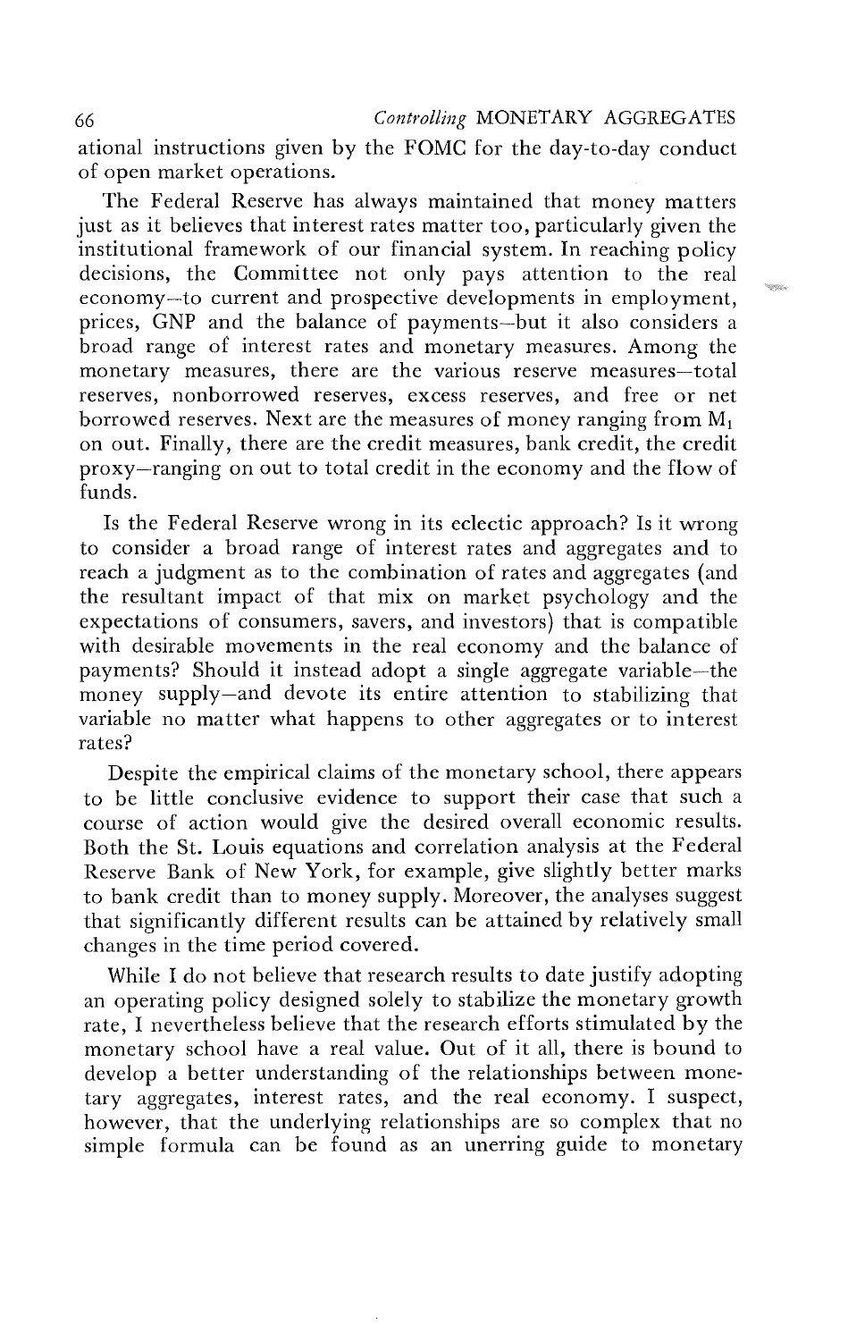ational instructions given by the FOMC for the day-to-day conduct of open market operations.

The Federal Reserve has always maintained that money matters just as it believes that interest rates matter too, particularly given the institutional framework of our financial system. In reaching policy decisions, the Committee not only pays attention to the real economy—to current and prospective developments in employment, prices, GNP and the balance of payments—but it also considers a broad range of interest rates and monetary measures. Among the monetary measures, there are the various reserve measures—total reserves, nonborrowed reserves, excess reserves, and free or net borrowed reserves. Next are the measures of money ranging from $M_1$ on out. Finally, there are the credit measures, bank credit, the credit proxy—ranging on out to total credit in the economy and the flow of funds.

Is the Federal Reserve wrong in its eclectic approach? Is it wrong to consider a broad range of interest rates and aggregates and to reach a judgment as to the combination of rates and aggregates (and the resultant impact of that mix on market psychology and the expectations of consumers, savers, and investors) that is compatible with desirable movements in the real economy and the balance of payments? Should it instead adopt a single aggregate variable—the money supply—and devote its entire attention to stabilizing that variable no matter what happens to other aggregates or to interest rates?

Despite the empirical claims of the monetary school, there appears to be little conclusive evidence to support their case that such a course of action would give the desired overall economic results. Both the St. Louis equations and correlation analysis at the Federal Reserve Bank of New York, for example, give slightly better marks to bank credit than to money supply. Moreover, the analyses suggest that significantly different results can be attained by relatively small changes in the time period covered.

While I do not believe that research results to date justify adopting an operating policy designed solely to stabilize the monetary growth rate, I nevertheless believe that the research efforts stimulated by the monetary school have a real value. Out of it all, there is bound to develop a better understanding of the relationships between monetary aggregates, interest rates, and the real economy. I suspect, however, that the underlying relationships are so complex that no simple formula can be found as an unerring guide to monetary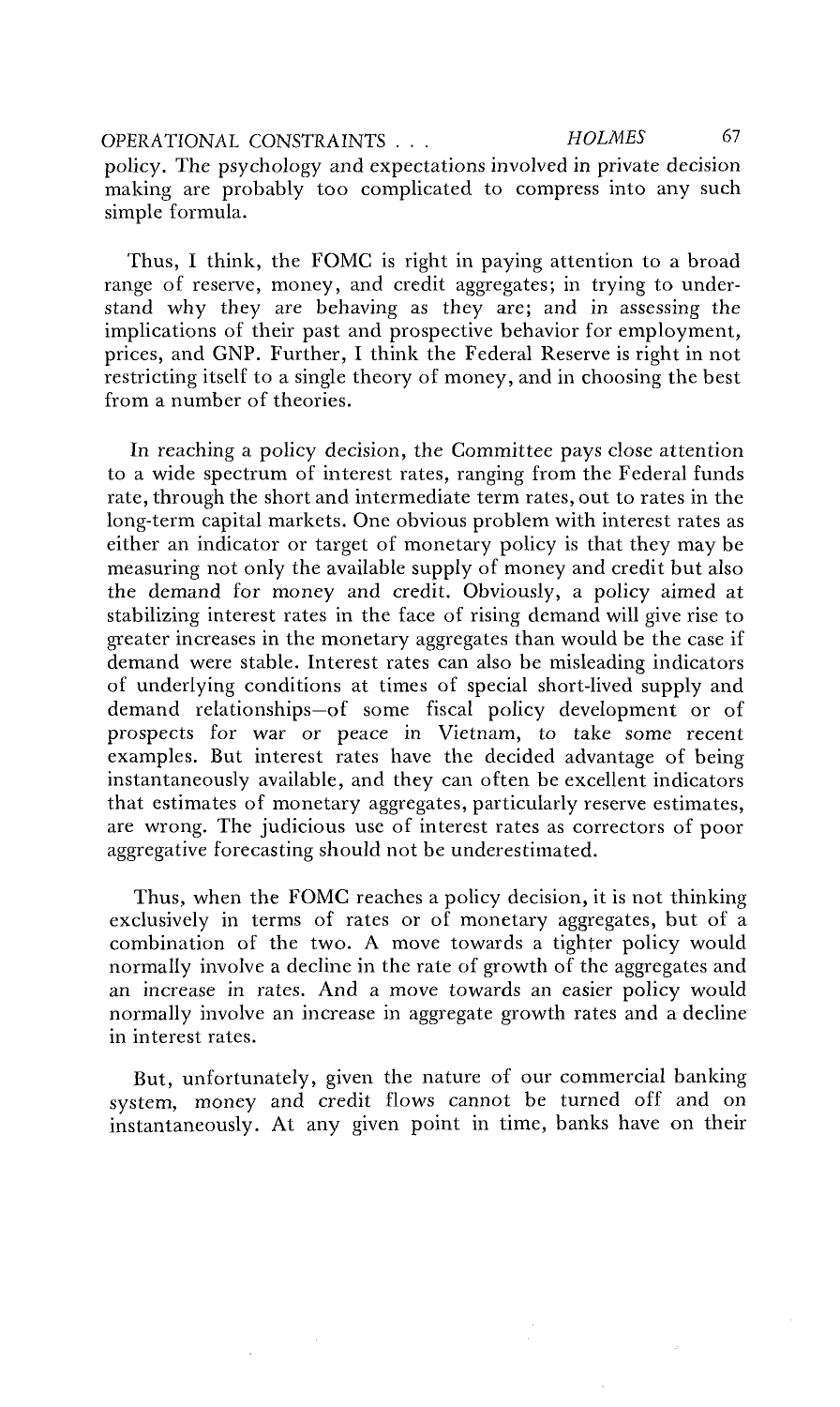policy. The psychology and expectations involved in private decision making are probably too complicated to compress into any such simple formula.

Thus, I think, the FOMC is right in paying attention to a broad range of reserve, money, and credit aggregates; in trying to understand why they are behaving as they are; and in assessing the implications of their past and prospective behavior for employment, prices, and GNP. Further, I think the Federal Reserve is right in not restricting itself to a single theory of money, and in choosing the best from a number of theories.

In reaching a policy decision, the Committee pays close attention to a wide spectrum of interest rates, ranging from the Federal funds rate, through the short and intermediate term rates, out to rates in the long-term capital markets. One obvious problem with interest rates as either an indicator or target of monetary policy is that they may be measuring not only the available supply of money and credit but also the demand for money and credit. Obviously, a policy aimed at stabilizing interest rates in the face of rising demand will give rise to greater increases in the monetary aggregates than would be the case if demand were stable. Interest rates can also be misleading indicators of underlying conditions at times of special short-lived supply and demand relationships—of some fiscal policy development or of prospects for war or peace in Vietnam, to take some recent examples. But interest rates have the decided advantage of being instantaneously available, and they can often be excellent indicators that estimates of monetary aggregates, particularly reserve estimates, are wrong. The judicious use of interest rates as correctors of poor aggregative forecasting should not be underestimated.

Thus, when the FOMC reaches a policy decision, it is not thinking exclusively in terms of rates or of monetary aggregates, but of a combination of the two. A move towards a tighter policy would normally involve a decline in the rate of growth of the aggregates and an increase in rates. And a move towards an easier policy would normally involve an increase in aggregate growth rates and a decline in interest rates.

But, unfortunately, given the nature of our commercial banking system, money and credit flows cannot be turned off and on instantaneously. At any given point in time, banks have on their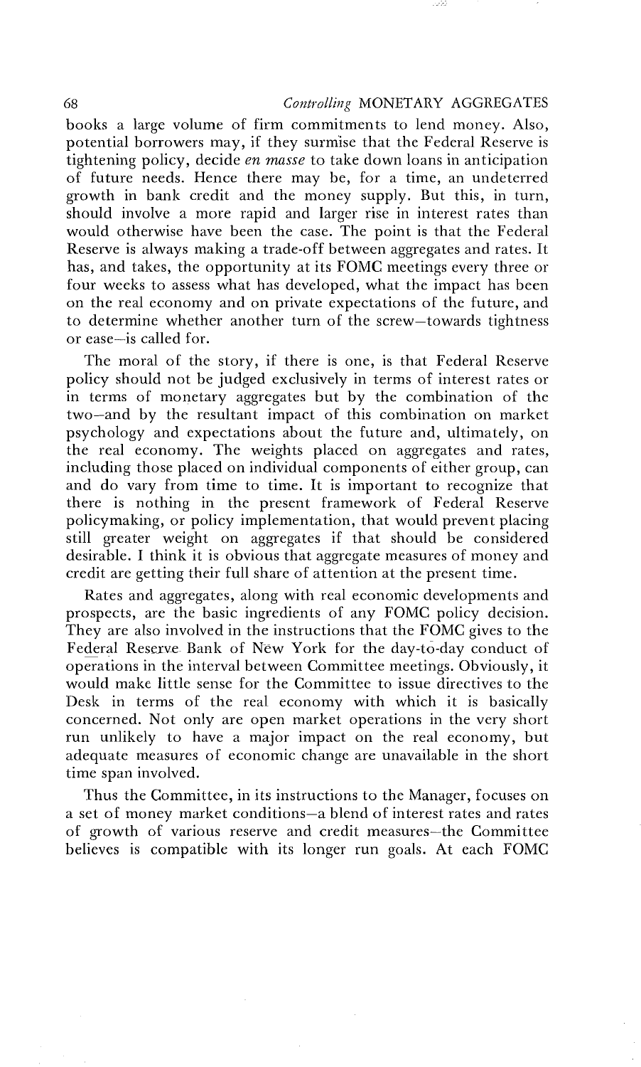books a large volume of firm commitments to lend money. Also, potential borrowers may, if they surmise that the Federal Reserve is tightening policy, decide *en masse* to take down loans in anticipation of future needs. Hence there may be, for a time, an undeterred growth in bank credit and the money supply. But this, in turn, should involve a more rapid and larger rise in interest rates than would otherwise have been the case. The point is that the Federal Reserve is always making a trade-off between aggregates and rates. It has, and takes, the opportunity at its FOMC meetings every three or four weeks to assess what has developed, what the impact has been on the real economy and on private expectations of the future, and to determine whether another turn of the screw—towards tightness or ease—is called for.

The moral of the story, if there is one, is that Federal Reserve policy should not be judged exclusively in terms of interest rates or in terms of monetary aggregates but by the combination of the two—and by the resultant impact of this combination on market psychology and expectations about the future and, ultimately, on the real economy. The weights placed on aggregates and rates, including those placed on individual components of either group, can and do vary from time to time. It is important to recognize that there is nothing in the present framework of Federal Reserve policymaking, or policy implementation, that would prevent placing still greater weight on aggregates if that should be considered desirable. I think it is obvious that aggregate measures of money and credit are getting their full share of attention at the present time.

Rates and aggregates, along with real economic developments and prospects, are the basic ingredients of any FOMC policy decision. They are also involved in the instructions that the FOMC gives to the Federal Reserve Bank of New York for the day-to-day conduct of operations in the interval between Committee meetings. Obviously, it would make little sense for the Committee to issue directives to the Desk in terms of the real economy with which it is basically concerned. Not only are open market operations in the very short run unlikely to have a major impact on the real economy, but adequate measures of economic change are unavailable in the short time span involved.

Thus the Committee, in its instructions to the Manager, focuses on a set of money market conditions—a blend of interest rates and rates of growth of various reserve and credit measures—the Committee believes is compatible with its longer run goals. At each FOMC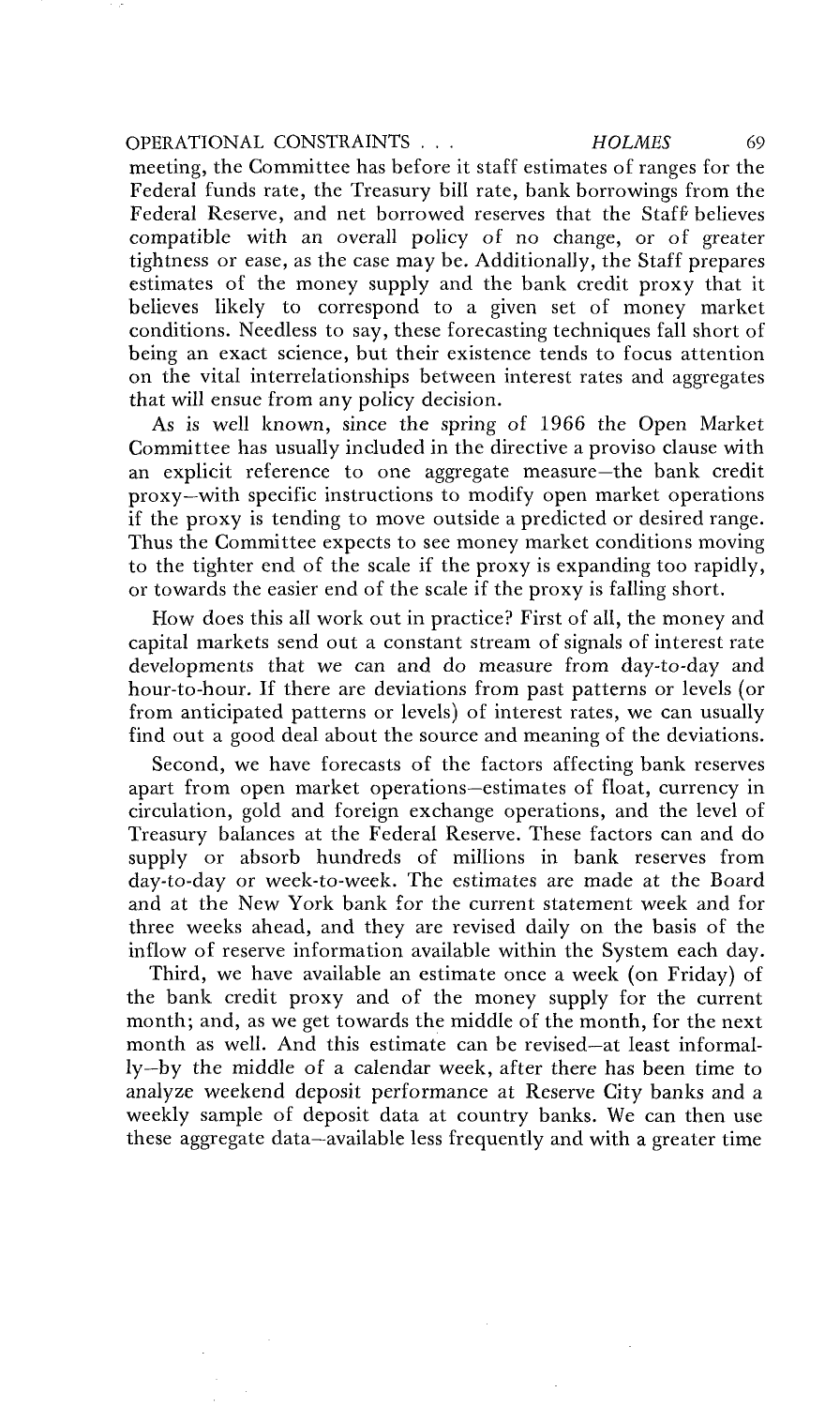meeting, the Committee has before it staff estimates of ranges for the Federal funds rate, the Treasury bill rate, bank borrowings from the Federal Reserve, and net borrowed reserves that the Staff believes compatible with an overall policy of no change, or of greater tightness or ease, as the case may be. Additionally, the Staff prepares estimates of the money supply and the bank credit proxy that it believes likely to correspond to a given set of money market conditions. Needless to say, these forecasting techniques fall short of being an exact science, but their existence tends to focus attention on the vital interrelationships between interest rates and aggregates that will ensue from any policy decision.

As is well known, since the spring of 1966 the Open Market Committee has usually included in the directive a proviso clause with an explicit reference to one aggregate measure—the bank credit proxy—with specific instructions to modify open market operations if the proxy is tending to move outside a predicted or desired range. Thus the Committee expects to see money market conditions moving to the tighter end of the scale if the proxy is expanding too rapidly, or towards the easier end of the scale if the proxy is falling short.

How does this all work out in practice? First of all, the money and capital markets send out a constant stream of signals of interest rate developments that we can and do measure from day-to-day and hour-to-hour. If there are deviations from past patterns or levels (or from anticipated patterns or levels) of interest rates, we can usually find out a good deal about the source and meaning of the deviations.

Second, we have forecasts of the factors affecting bank reserves apart from open market operations—estimates of float, currency in circulation, gold and foreign exchange operations, and the level of Treasury balances at the Federal Reserve. These factors can and do supply or absorb hundreds of millions in bank reserves from day-to-day or week-to-week. The estimates are made at the Board and at the New York bank for the current statement week and for three weeks ahead, and they are revised daily on the basis of the inflow of reserve information available within the System each day.

Third, we have available an estimate once a week (on Friday) of the bank credit proxy and of the money supply for the current month; and, as we get towards the middle of the month, for the next month as well. And this estimate can be revised—at least informally—by the middle of a calendar week, after there has been time to analyze weekend deposit performance at Reserve City banks and a weekly sample of deposit data at country banks. We can then use these aggregate data—available less frequently and with a greater time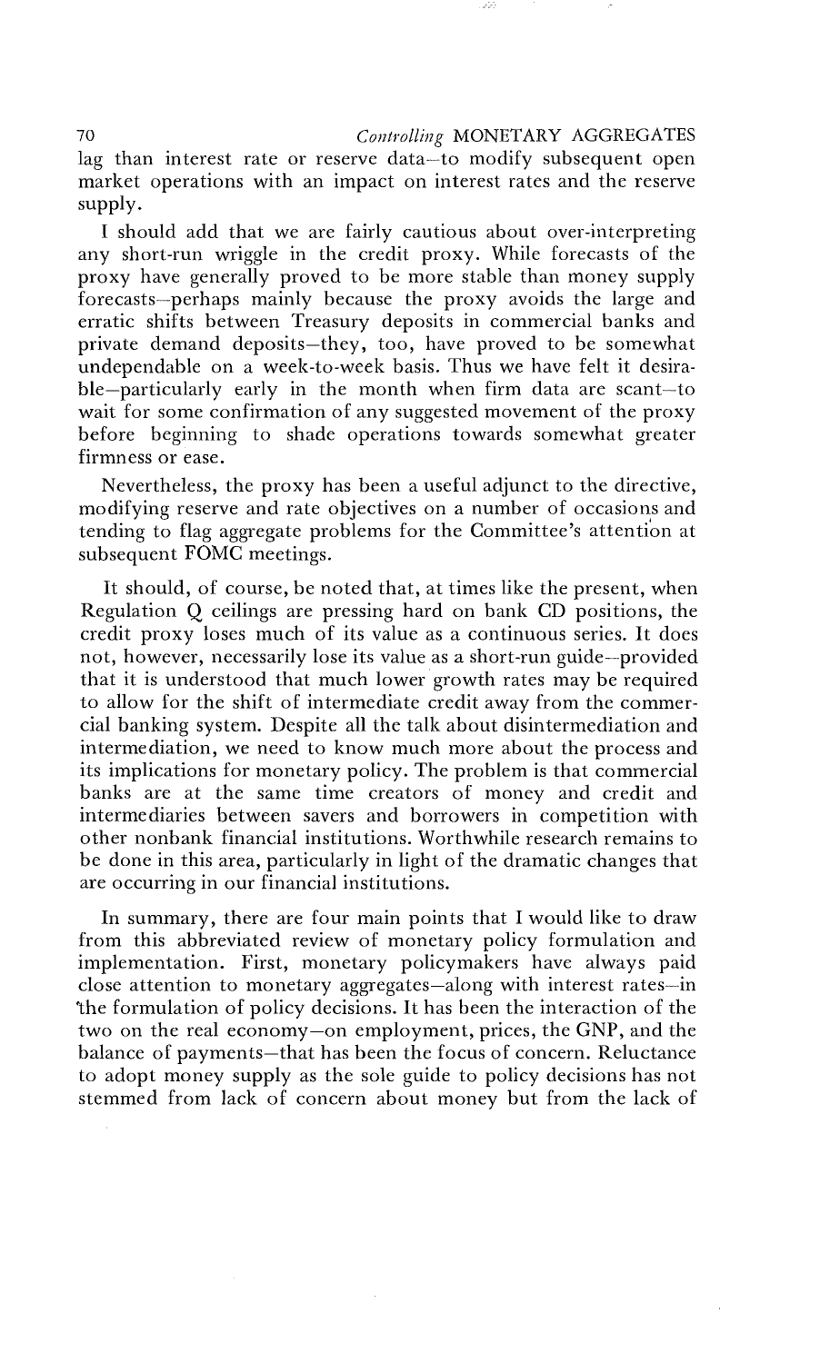lag than interest rate or reserve data—to modify subsequent open market operations with an impact on interest rates and the reserve supply.

I should add that we are fairly cautious about over-interpreting any short-run wriggle in the credit proxy. While forecasts of the proxy have generally proved to be more stable than money supply forecasts—perhaps mainly because the proxy avoids the large and erratic shifts between Treasury deposits in commercial banks and private demand deposits—they, too, have proved to be somewhat undependable on a week-to-week basis. Thus we have felt it desirable—particularly early in the month when firm data are scant—to wait for some confirmation of any suggested movement of the proxy before beginning to shade operations towards somewhat greater firmness or ease.

Nevertheless, the proxy has been a useful adjunct to the directive, modifying reserve and rate objectives on a number of occasions and tending to flag aggregate problems for the Committee's attention at subsequent FOMC meetings.

It should, of course, be noted that, at times like the present, when Regulation Q ceilings are pressing hard on bank CD positions, the credit proxy loses much of its value as a continuous series. It does not, however, necessarily lose its value as a short-run guide—provided that it is understood that much lower growth rates may be required to allow for the shift of intermediate credit away from the commercial banking system. Despite all the talk about disintermediation and intermediation, we need to know much more about the process and its implications for monetary policy. The problem is that commercial banks are at the same time creators of money and credit and intermediaries between savers and borrowers in competition with other nonbank financial institutions. Worthwhile research remains to be done in this area, particularly in light of the dramatic changes that are occurring in our financial institutions.

In summary, there are four main points that I would like to draw from this abbreviated review of monetary policy formulation and implementation. First, monetary policymakers have always paid close attention to monetary aggregates—along with interest rates—in the formulation of policy decisions. It has been the interaction of the two on the real economy—on employment, prices, the GNP, and the balance of payments—that has been the focus of concern. Reluctance to adopt money supply as the sole guide to policy decisions has not stemmed from lack of concern about money but from the lack of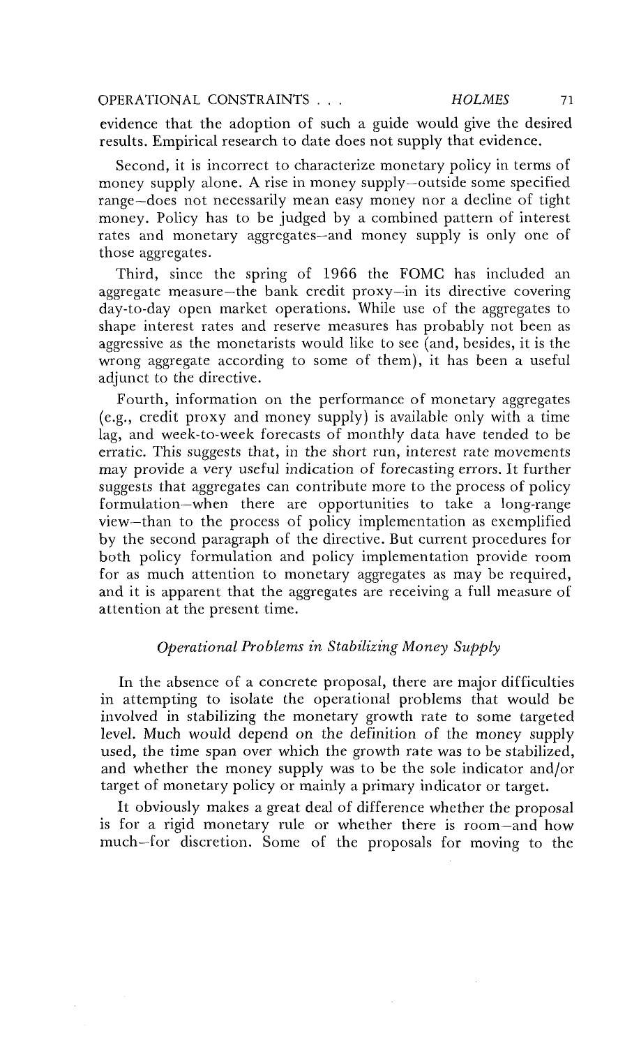evidence that the adoption of such a guide would give the desired results. Empirical research to date does not supply that evidence.

Second, it is incorrect to characterize monetary policy in terms of money supply alone. A rise in money supply—outside some specified range—does not necessarily mean easy money nor a decline of tight money. Policy has to be judged by a combined pattern of interest rates and monetary aggregates—and money supply is only one of those aggregates.

Third, since the spring of 1966 the FOMC has included an aggregate measure—the bank credit proxy—in its directive covering day-to-day open market operations. While use of the aggregates to shape interest rates and reserve measures has probably not been as aggressive as the monetarists would like to see (and, besides, it is the wrong aggregate according to some of them), it has been a useful adjunct to the directive.

Fourth, information on the performance of monetary aggregates (e.g., credit proxy and money supply) is available only with a time lag, and week-to-week forecasts of monthly data have tended to be erratic. This suggests that, in the short run, interest rate movements may provide a very useful indication of forecasting errors. It further suggests that aggregates can contribute more to the process of policy formulation—when there are opportunities to take a long-range view—than to the process of policy implementation as exemplified by the second paragraph of the directive. But current procedures for both policy formulation and policy implementation provide room for as much attention to monetary aggregates as may be required, and it is apparent that the aggregates are receiving a full measure of attention at the present time.

### *Operational Problems in Stabilizing Money Supply*

In the absence of a concrete proposal, there are major difficulties in attempting to isolate the operational problems that would be involved in stabilizing the monetary growth rate to some targeted level. Much would depend on the definition of the money supply used, the time span over which the growth rate was to be stabilized, and whether the money supply was to be the sole indicator and/or target of monetary policy or mainly a primary indicator or target.

It obviously makes a great deal of difference whether the proposal is for a rigid monetary rule or whether there is room—and how much—for discretion. Some of the proposals for moving to the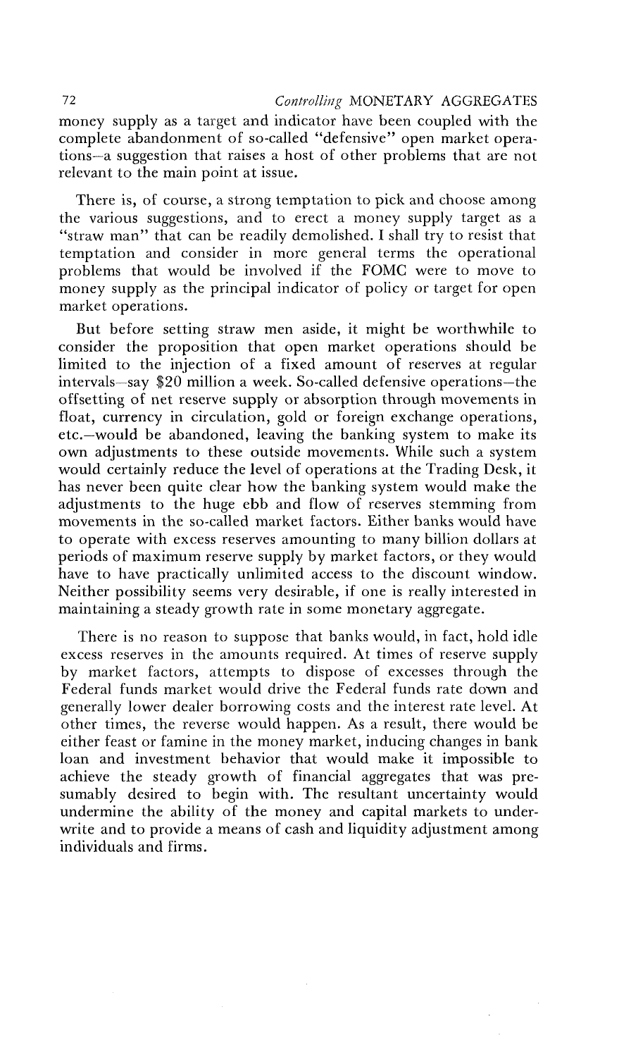money supply as a target and indicator have been coupled with the complete abandonment of so-called "defensive" open market operations—a suggestion that raises a host of other problems that are not relevant to the main point at issue.

There is, of course, a strong temptation to pick and choose among the various suggestions, and to erect a money supply target as a "straw man" that can be readily demolished. I shall try to resist that temptation and consider in more general terms the operational problems that would be involved if the FOMC were to move to money supply as the principal indicator of policy or target for open market operations.

But before setting straw men aside, it might be worthwhile to consider the proposition that open market operations should be limited to the injection of a fixed amount of reserves at regular intervals—say $20 million a week. So-called defensive operations—the offsetting of net reserve supply or absorption through movements in float, currency in circulation, gold or foreign exchange operations, etc.—would be abandoned, leaving the banking system to make its own adjustments to these outside movements. While such a system would certainly reduce the level of operations at the Trading Desk, it has never been quite clear how the banking system would make the adjustments to the huge ebb and flow of reserves stemming from movements in the so-called market factors. Either banks would have to operate with excess reserves amounting to many billion dollars at periods of maximum reserve supply by market factors, or they would have to have practically unlimited access to the discount window. Neither possibility seems very desirable, if one is really interested in maintaining a steady growth rate in some monetary aggregate.

There is no reason to suppose that banks would, in fact, hold idle excess reserves in the amounts required. At times of reserve supply by market factors, attempts to dispose of excesses through the Federal funds market would drive the Federal funds rate down and generally lower dealer borrowing costs and the interest rate level. At other times, the reverse would happen. As a result, there would be either feast or famine in the money market, inducing changes in bank loan and investment behavior that would make it impossible to achieve the steady growth of financial aggregates that was presumably desired to begin with. The resultant uncertainty would undermine the ability of the money and capital markets to underwrite and to provide a means of cash and liquidity adjustment among individuals and firms.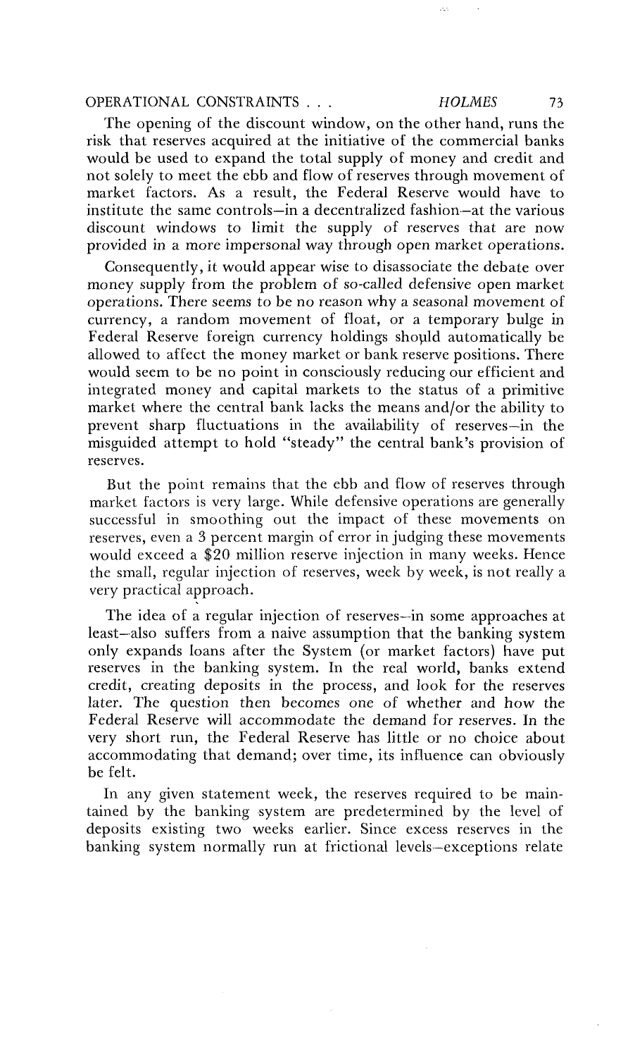The opening of the discount window, on the other hand, runs the risk that reserves acquired at the initiative of the commercial banks would be used to expand the total supply of money and credit and not solely to meet the ebb and flow of reserves through movement of market factors. As a result, the Federal Reserve would have to institute the same controls—in a decentralized fashion—at the various discount windows to limit the supply of reserves that are now provided in a more impersonal way through open market operations.

Consequently, it would appear wise to disassociate the debate over money supply from the problem of so-called defensive open market operations. There seems to be no reason why a seasonal movement of currency, a random movement of float, or a temporary bulge in Federal Reserve foreign currency holdings should automatically be allowed to affect the money market or bank reserve positions. There would seem to be no point in consciously reducing our efficient and integrated money and capital markets to the status of a primitive market where the central bank lacks the means and/or the ability to prevent sharp fluctuations in the availability of reserves—in the misguided attempt to hold "steady" the central bank's provision of reserves.

But the point remains that the ebb and flow of reserves through market factors is very large. While defensive operations are generally successful in smoothing out the impact of these movements on reserves, even a 3 percent margin of error in judging these movements would exceed a $20 million reserve injection in many weeks. Hence the small, regular injection of reserves, week by week, is not really a very practical approach.

The idea of a regular injection of reserves—in some approaches at least—also suffers from a naive assumption that the banking system only expands loans after the System (or market factors) have put reserves in the banking system. In the real world, banks extend credit, creating deposits in the process, and look for the reserves later. The question then becomes one of whether and how the Federal Reserve will accommodate the demand for reserves. In the very short run, the Federal Reserve has little or no choice about accommodating that demand; over time, its influence can obviously be felt.

In any given statement week, the reserves required to be maintained by the banking system are predetermined by the level of deposits existing two weeks earlier. Since excess reserves in the banking system normally run at frictional levels—exceptions relate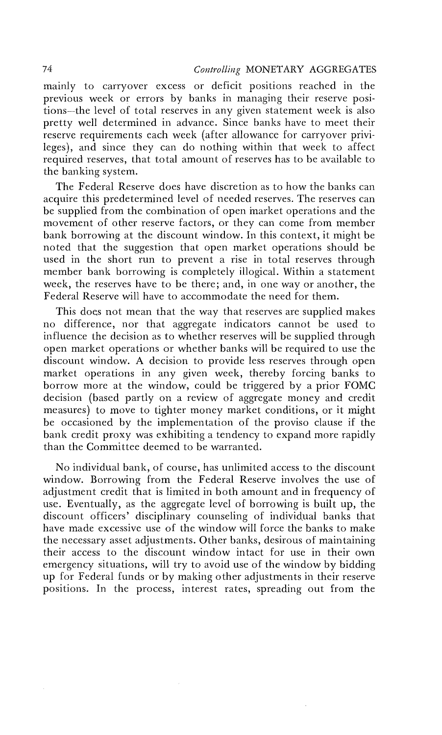mainly to carryover excess or deficit positions reached in the previous week or errors by banks in managing their reserve positions—the level of total reserves in any given statement week is also pretty well determined in advance. Since banks have to meet their reserve requirements each week (after allowance for carryover privileges), and since they can do nothing within that week to affect required reserves, that total amount of reserves has to be available to the banking system.

The Federal Reserve does have discretion as to how the banks can acquire this predetermined level of needed reserves. The reserves can be supplied from the combination of open market operations and the movement of other reserve factors, or they can come from member bank borrowing at the discount window. In this context, it might be noted that the suggestion that open market operations should be used in the short run to prevent a rise in total reserves through member bank borrowing is completely illogical. Within a statement week, the reserves have to be there; and, in one way or another, the Federal Reserve will have to accommodate the need for them.

This does not mean that the way that reserves are supplied makes no difference, nor that aggregate indicators cannot be used to influence the decision as to whether reserves will be supplied through open market operations or whether banks will be required to use the discount window. A decision to provide less reserves through open market operations in any given week, thereby forcing banks to borrow more at the window, could be triggered by a prior FOMC decision (based partly on a review of aggregate money and credit measures) to move to tighter money market conditions, or it might be occasioned by the implementation of the proviso clause if the bank credit proxy was exhibiting a tendency to expand more rapidly than the Committee deemed to be warranted.

No individual bank, of course, has unlimited access to the discount window. Borrowing from the Federal Reserve involves the use of adjustment credit that is limited in both amount and in frequency of use. Eventually, as the aggregate level of borrowing is built up, the discount officers' disciplinary counseling of individual banks that have made excessive use of the window will force the banks to make the necessary asset adjustments. Other banks, desirous of maintaining their access to the discount window intact for use in their own emergency situations, will try to avoid use of the window by bidding up for Federal funds or by making other adjustments in their reserve positions. In the process, interest rates, spreading out from the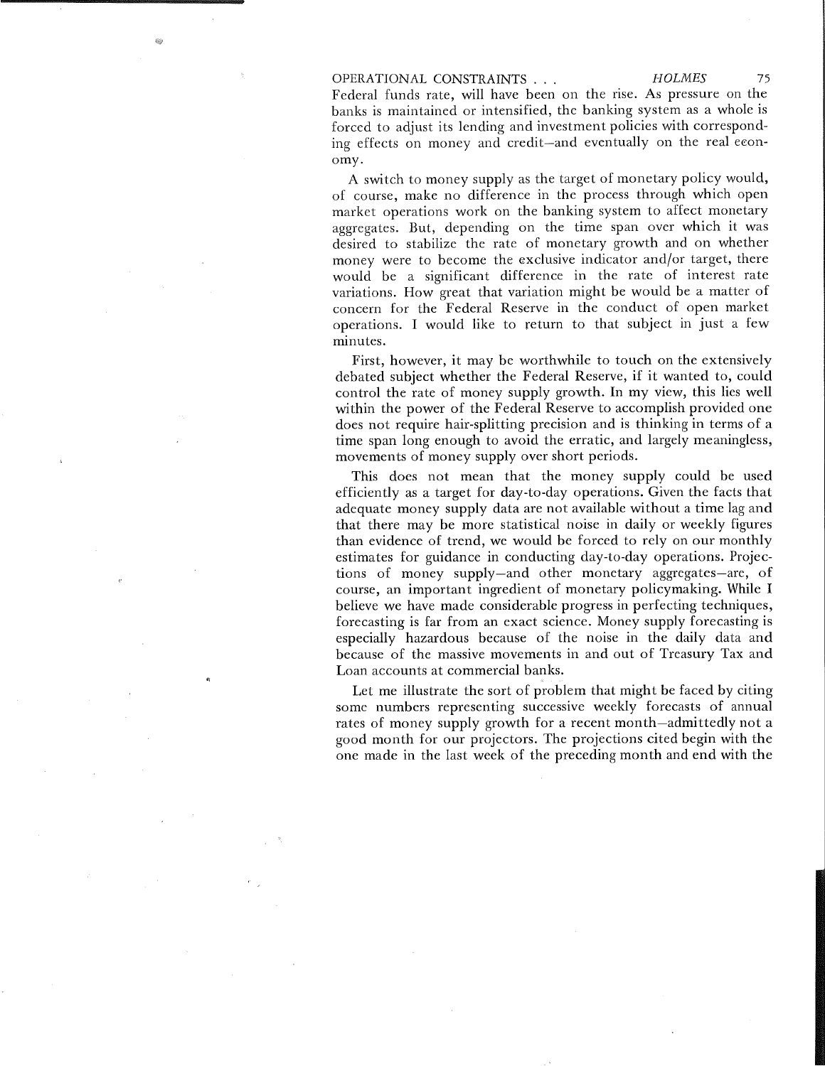Federal funds rate, will have been on the rise. As pressure on the banks is maintained or intensified, the banking system as a whole is forced to adjust its lending and investment policies with corresponding effects on money and credit—and eventually on the real economy.

A switch to money supply as the target of monetary policy would, of course, make no difference in the process through which open market operations work on the banking system to affect monetary aggregates. But, depending on the time span over which it was desired to stabilize the rate of monetary growth and on whether money were to become the exclusive indicator and/or target, there would be a significant difference in the rate of interest rate variations. How great that variation might be would be a matter of concern for the Federal Reserve in the conduct of open market operations. I would like to return to that subject in just a few minutes.

First, however, it may be worthwhile to touch on the extensively debated subject whether the Federal Reserve, if it wanted to, could control the rate of money supply growth. In my view, this lies well within the power of the Federal Reserve to accomplish provided one does not require hair-splitting precision and is thinking in terms of a time span long enough to avoid the erratic, and largely meaningless, movements of money supply over short periods.

This does not mean that the money supply could be used efficiently as a target for day-to-day operations. Given the facts that adequate money supply data are not available without a time lag and that there may be more statistical noise in daily or weekly figures than evidence of trend, we would be forced to rely on our monthly estimates for guidance in conducting day-to-day operations. Projections of money supply—and other monetary aggregates—are, of course, an important ingredient of monetary policymaking. While I believe we have made considerable progress in perfecting techniques, forecasting is far from an exact science. Money supply forecasting is especially hazardous because of the noise in the daily data and because of the massive movements in and out of Treasury Tax and Loan accounts at commercial banks.

Let me illustrate the sort of problem that might be faced by citing some numbers representing successive weekly forecasts of annual rates of money supply growth for a recent month—admittedly not a good month for our projectors. The projections cited begin with the one made in the last week of the preceding month and end with the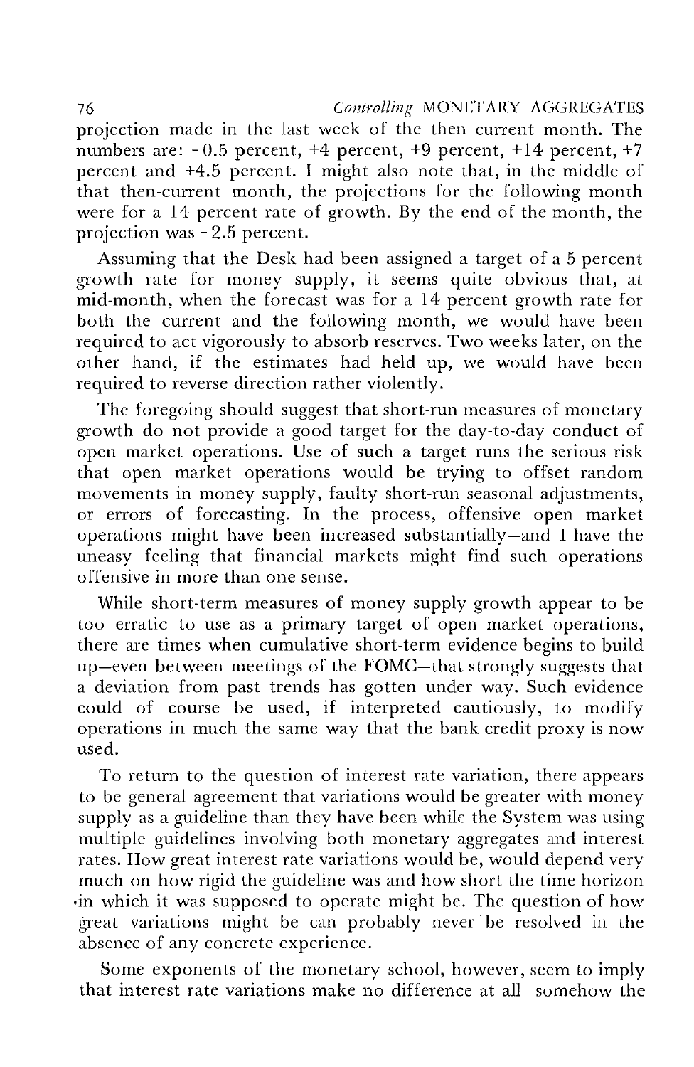projection made in the last week of the then current month. The numbers are: -0.5 percent, +4 percent, +9 percent, +14 percent, +7 percent and +4.5 percent. I might also note that, in the middle of that then-current month, the projections for the following month were for a 14 percent rate of growth. By the end of the month, the projection was -2.5 percent.

Assuming that the Desk had been assigned a target of a 5 percent growth rate for money supply, it seems quite obvious that, at mid-month, when the forecast was for a 14 percent growth rate for both the current and the following month, we would have been required to act vigorously to absorb reserves. Two weeks later, on the other hand, if the estimates had held up, we would have been required to reverse direction rather violently.

The foregoing should suggest that short-run measures of monetary growth do not provide a good target for the day-to-day conduct of open market operations. Use of such a target runs the serious risk that open market operations would be trying to offset random movements in money supply, faulty short-run seasonal adjustments, or errors of forecasting. In the process, offensive open market operations might have been increased substantially—and I have the uneasy feeling that financial markets might find such operations offensive in more than one sense.

While short-term measures of money supply growth appear to be too erratic to use as a primary target of open market operations, there are times when cumulative short-term evidence begins to build up—even between meetings of the FOMC—that strongly suggests that a deviation from past trends has gotten under way. Such evidence could of course be used, if interpreted cautiously, to modify operations in much the same way that the bank credit proxy is now used.

To return to the question of interest rate variation, there appears to be general agreement that variations would be greater with money supply as a guideline than they have been while the System was using multiple guidelines involving both monetary aggregates and interest rates. How great interest rate variations would be, would depend very much on how rigid the guideline was and how short the time horizon in which it was supposed to operate might be. The question of how great variations might be can probably never be resolved in the absence of any concrete experience.

Some exponents of the monetary school, however, seem to imply that interest rate variations make no difference at all—somehow the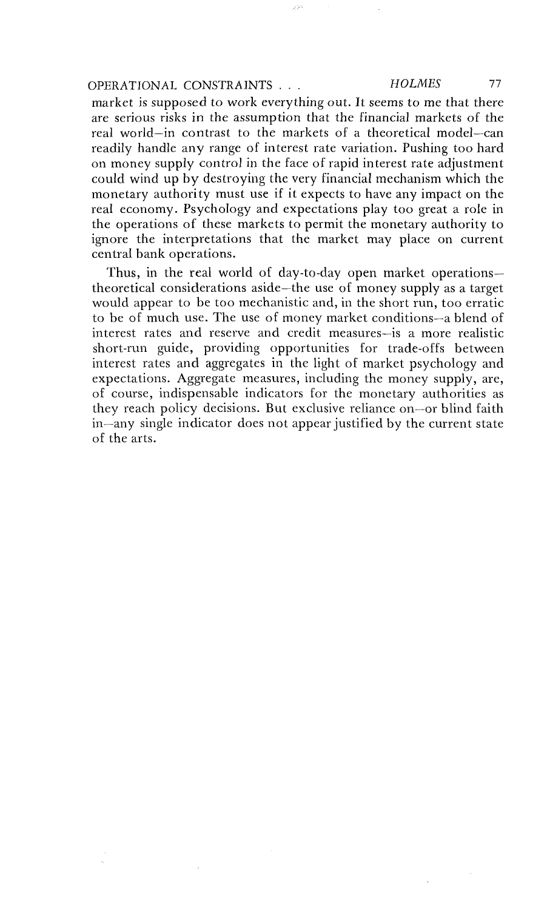market is supposed to work everything out. It seems to me that there are serious risks in the assumption that the financial markets of the real world—in contrast to the markets of a theoretical model—can readily handle any range of interest rate variation. Pushing too hard on money supply control in the face of rapid interest rate adjustment could wind up by destroying the very financial mechanism which the monetary authority must use if it expects to have any impact on the real economy. Psychology and expectations play too great a role in the operations of these markets to permit the monetary authority to ignore the interpretations that the market may place on current central bank operations.

Thus, in the real world of day-to-day open market operations—theoretical considerations aside—the use of money supply as a target would appear to be too mechanistic and, in the short run, too erratic to be of much use. The use of money market conditions—a blend of interest rates and reserve and credit measures—is a more realistic short-run guide, providing opportunities for trade-offs between interest rates and aggregates in the light of market psychology and expectations. Aggregate measures, including the money supply, are, of course, indispensable indicators for the monetary authorities as they reach policy decisions. But exclusive reliance on—or blind faith in—any single indicator does not appear justified by the current state of the arts.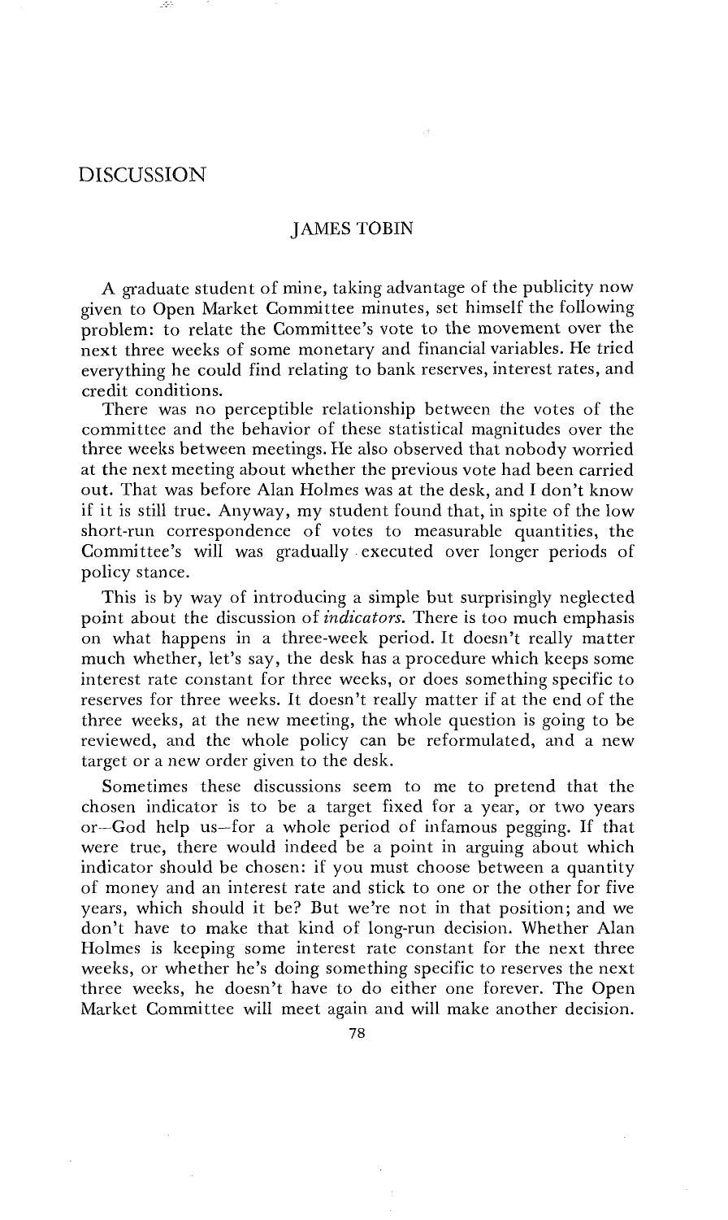# DISCUSSION

## JAMES TOBIN

A graduate student of mine, taking advantage of the publicity now given to Open Market Committee minutes, set himself the following problem: to relate the Committee's vote to the movement over the next three weeks of some monetary and financial variables. He tried everything he could find relating to bank reserves, interest rates, and credit conditions.

There was no perceptible relationship between the votes of the committee and the behavior of these statistical magnitudes over the three weeks between meetings. He also observed that nobody worried at the next meeting about whether the previous vote had been carried out. That was before Alan Holmes was at the desk, and I don't know if it is still true. Anyway, my student found that, in spite of the low short-run correspondence of votes to measurable quantities, the Committee's will was gradually executed over longer periods of policy stance.

This is by way of introducing a simple but surprisingly neglected point about the discussion of *indicators.* There is too much emphasis on what happens in a three-week period. It doesn't really matter much whether, let's say, the desk has a procedure which keeps some interest rate constant for three weeks, or does something specific to reserves for three weeks. It doesn't really matter if at the end of the three weeks, at the new meeting, the whole question is going to be reviewed, and the whole policy can be reformulated, and a new target or a new order given to the desk.

Sometimes these discussions seem to me to pretend that the chosen indicator is to be a target fixed for a year, or two years or—God help us—for a whole period of infamous pegging. If that were true, there would indeed be a point in arguing about which indicator should be chosen: if you must choose between a quantity of money and an interest rate and stick to one or the other for five years, which should it be? But we're not in that position; and we don't have to make that kind of long-run decision. Whether Alan Holmes is keeping some interest rate constant for the next three weeks, or whether he's doing something specific to reserves the next three weeks, he doesn't have to do either one forever. The Open Market Committee will meet again and will make another decision.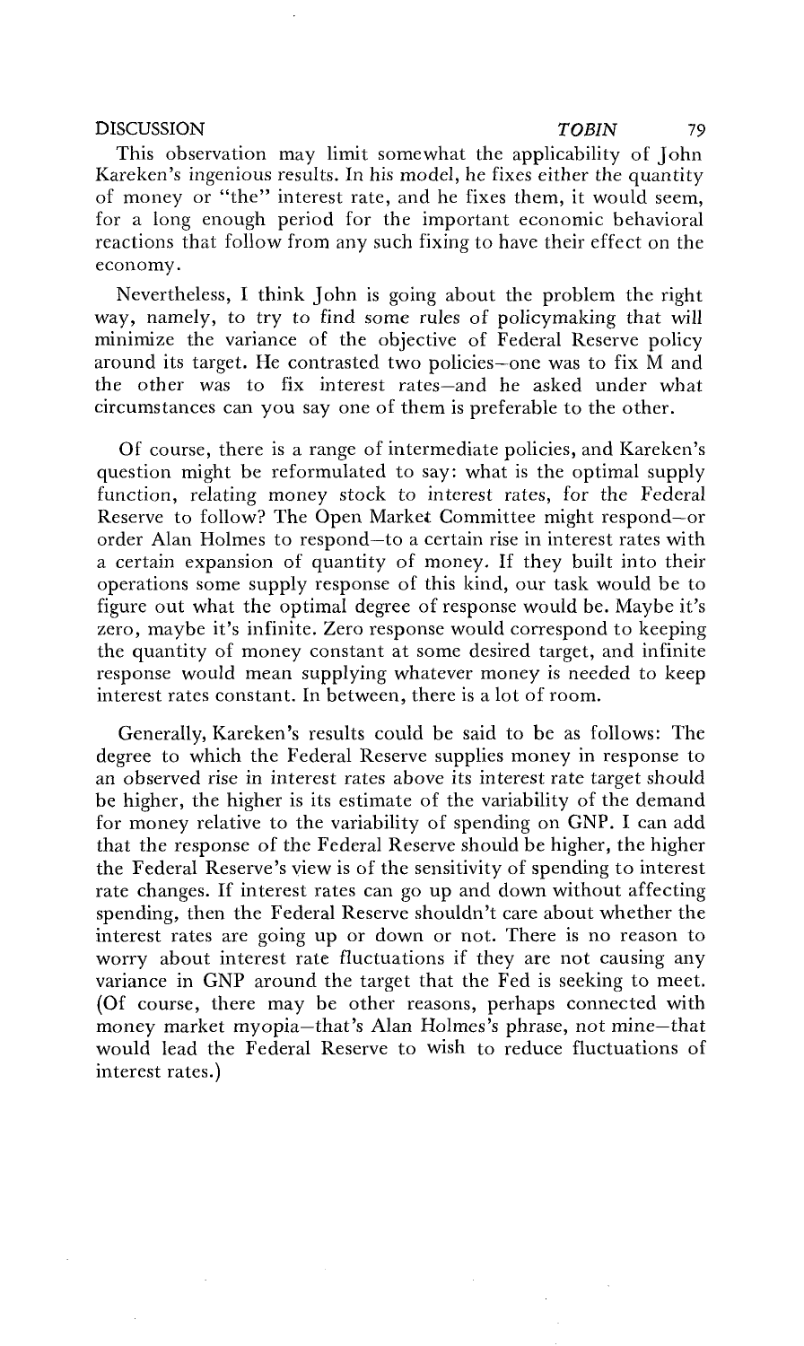This observation may limit somewhat the applicability of John Kareken's ingenious results. In his model, he fixes either the quantity of money or "the" interest rate, and he fixes them, it would seem, for a long enough period for the important economic behavioral reactions that follow from any such fixing to have their effect on the economy.

Nevertheless, I think John is going about the problem the right way, namely, to try to find some rules of policymaking that will minimize the variance of the objective of Federal Reserve policy around its target. He contrasted two policies–one was to fix M and the other was to fix interest rates–and he asked under what circumstances can you say one of them is preferable to the other.

Of course, there is a range of intermediate policies, and Kareken's question might be reformulated to say: what is the optimal supply function, relating money stock to interest rates, for the Federal Reserve to follow? The Open Market Committee might respond–or order Alan Holmes to respond–to a certain rise in interest rates with a certain expansion of quantity of money. If they built into their operations some supply response of this kind, our task would be to figure out what the optimal degree of response would be. Maybe it's zero, maybe it's infinite. Zero response would correspond to keeping the quantity of money constant at some desired target, and infinite response would mean supplying whatever money is needed to keep interest rates constant. In between, there is a lot of room.

Generally, Kareken's results could be said to be as follows: The degree to which the Federal Reserve supplies money in response to an observed rise in interest rates above its interest rate target should be higher, the higher is its estimate of the variability of the demand for money relative to the variability of spending on GNP. I can add that the response of the Federal Reserve should be higher, the higher the Federal Reserve's view is of the sensitivity of spending to interest rate changes. If interest rates can go up and down without affecting spending, then the Federal Reserve shouldn't care about whether the interest rates are going up or down or not. There is no reason to worry about interest rate fluctuations if they are not causing any variance in GNP around the target that the Fed is seeking to meet. (Of course, there may be other reasons, perhaps connected with money market myopia–that's Alan Holmes's phrase, not mine–that would lead the Federal Reserve to wish to reduce fluctuations of interest rates.)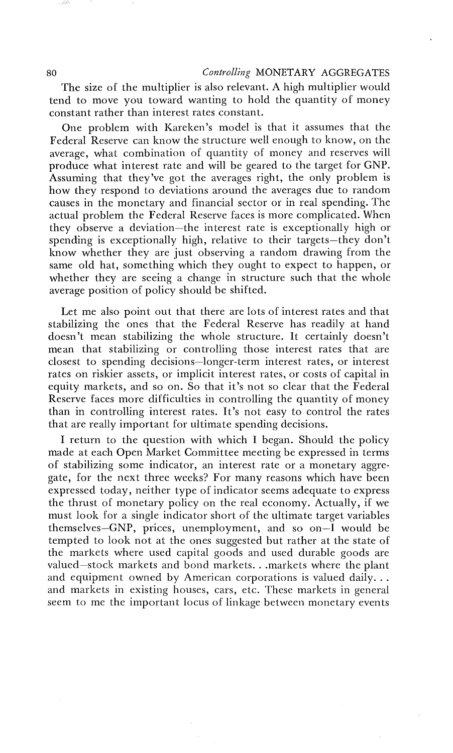The size of the multiplier is also relevant. A high multiplier would tend to move you toward wanting to hold the quantity of money constant rather than interest rates constant.

One problem with Kareken's model is that it assumes that the Federal Reserve can know the structure well enough to know, on the average, what combination of quantity of money and reserves will produce what interest rate and will be geared to the target for GNP. Assuming that they've got the averages right, the only problem is how they respond to deviations around the averages due to random causes in the monetary and financial sector or in real spending. The actual problem the Federal Reserve faces is more complicated. When they observe a deviation—the interest rate is exceptionally high or spending is exceptionally high, relative to their targets—they don't know whether they are just observing a random drawing from the same old hat, something which they ought to expect to happen, or whether they are seeing a change in structure such that the whole average position of policy should be shifted.

Let me also point out that there are lots of interest rates and that stabilizing the ones that the Federal Reserve has readily at hand doesn't mean stabilizing the whole structure. It certainly doesn't mean that stabilizing or controlling those interest rates that are closest to spending decisions—longer-term interest rates, or interest rates on riskier assets, or implicit interest rates, or costs of capital in equity markets, and so on. So that it's not so clear that the Federal Reserve faces more difficulties in controlling the quantity of money than in controlling interest rates. It's not easy to control the rates that are really important for ultimate spending decisions.

I return to the question with which I began. Should the policy made at each Open Market Committee meeting be expressed in terms of stabilizing some indicator, an interest rate or a monetary aggregate, for the next three weeks? For many reasons which have been expressed today, neither type of indicator seems adequate to express the thrust of monetary policy on the real economy. Actually, if we must look for a single indicator short of the ultimate target variables themselves—GNP, prices, unemployment, and so on—I would be tempted to look not at the ones suggested but rather at the state of the markets where used capital goods and used durable goods are valued—stock markets and bond markets. . .markets where the plant and equipment owned by American corporations is valued daily. . . and markets in existing houses, cars, etc. These markets in general seem to me the important locus of linkage between monetary events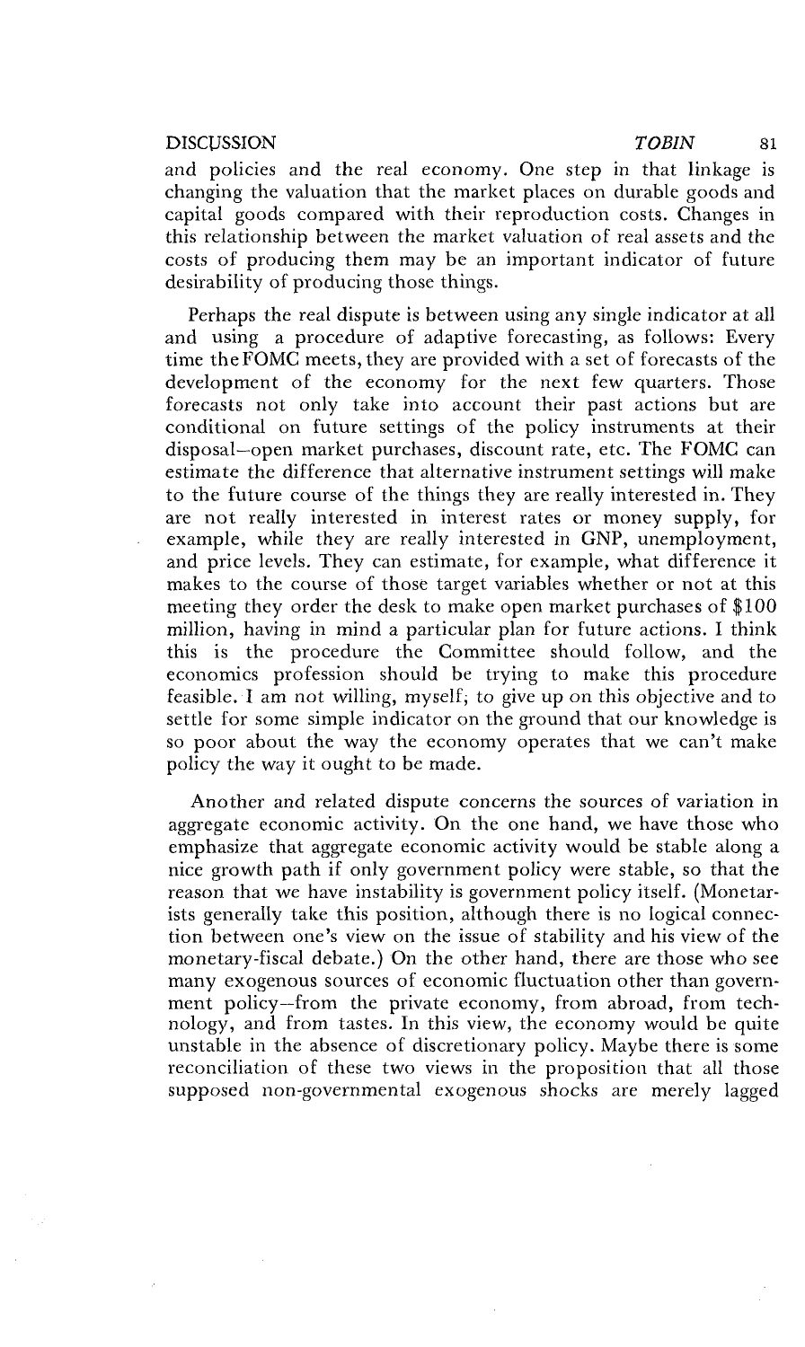and policies and the real economy. One step in that linkage is changing the valuation that the market places on durable goods and capital goods compared with their reproduction costs. Changes in this relationship between the market valuation of real assets and the costs of producing them may be an important indicator of future desirability of producing those things.

Perhaps the real dispute is between using any single indicator at all and using a procedure of adaptive forecasting, as follows: Every time the FOMC meets, they are provided with a set of forecasts of the development of the economy for the next few quarters. Those forecasts not only take into account their past actions but are conditional on future settings of the policy instruments at their disposal—open market purchases, discount rate, etc. The FOMC can estimate the difference that alternative instrument settings will make to the future course of the things they are really interested in. They are not really interested in interest rates or money supply, for example, while they are really interested in GNP, unemployment, and price levels. They can estimate, for example, what difference it makes to the course of those target variables whether or not at this meeting they order the desk to make open market purchases of $100 million, having in mind a particular plan for future actions. I think this is the procedure the Committee should follow, and the economics profession should be trying to make this procedure feasible. I am not willing, myself, to give up on this objective and to settle for some simple indicator on the ground that our knowledge is so poor about the way the economy operates that we can't make policy the way it ought to be made.

Another and related dispute concerns the sources of variation in aggregate economic activity. On the one hand, we have those who emphasize that aggregate economic activity would be stable along a nice growth path if only government policy were stable, so that the reason that we have instability is government policy itself. (Monetarists generally take this position, although there is no logical connection between one's view on the issue of stability and his view of the monetary-fiscal debate.) On the other hand, there are those who see many exogenous sources of economic fluctuation other than government policy—from the private economy, from abroad, from technology, and from tastes. In this view, the economy would be quite unstable in the absence of discretionary policy. Maybe there is some reconciliation of these two views in the proposition that all those supposed non-governmental exogenous shocks are merely lagged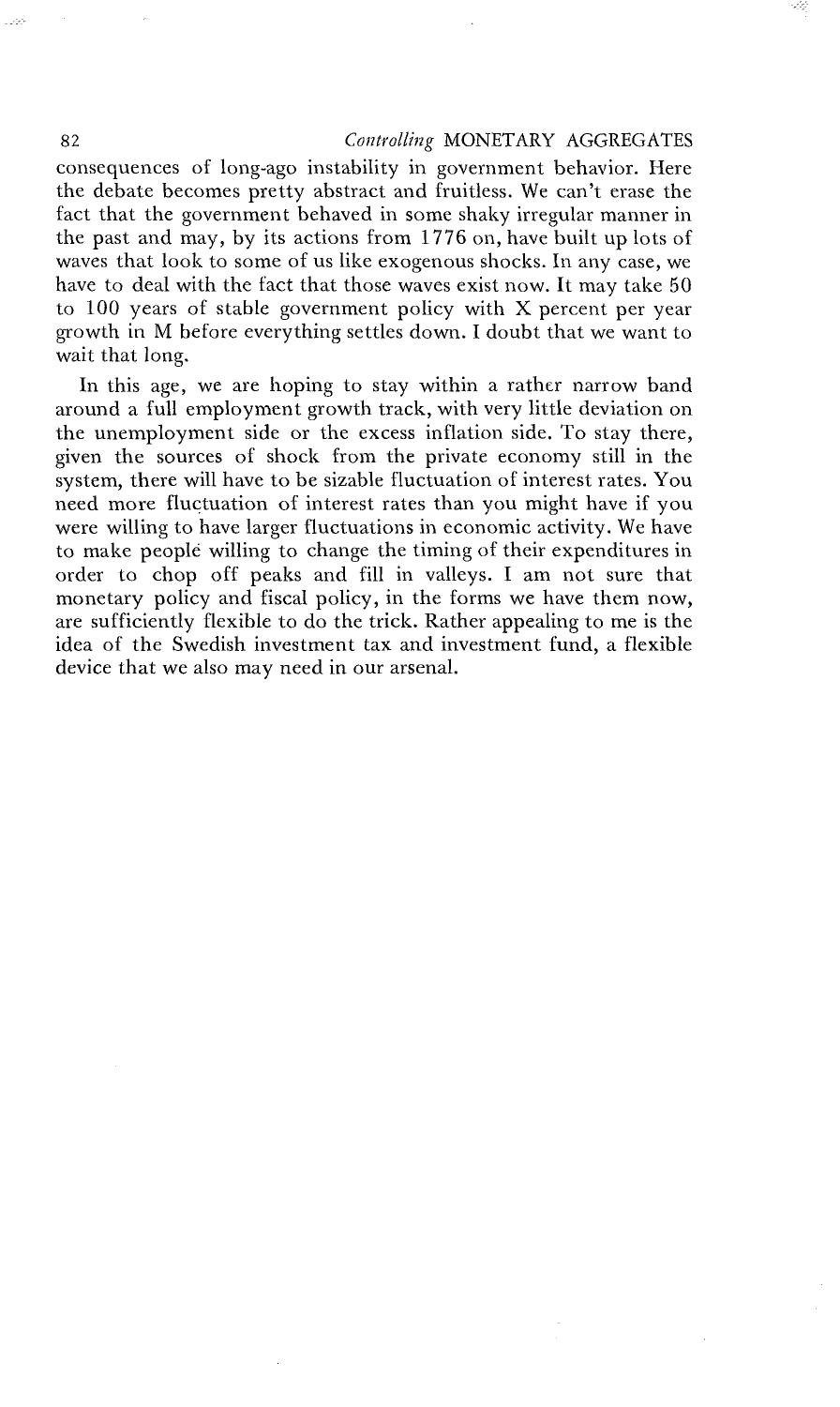consequences of long-ago instability in government behavior. Here the debate becomes pretty abstract and fruitless. We can't erase the fact that the government behaved in some shaky irregular manner in the past and may, by its actions from 1776 on, have built up lots of waves that look to some of us like exogenous shocks. In any case, we have to deal with the fact that those waves exist now. It may take 50 to 100 years of stable government policy with X percent per year growth in M before everything settles down. I doubt that we want to wait that long.

In this age, we are hoping to stay within a rather narrow band around a full employment growth track, with very little deviation on the unemployment side or the excess inflation side. To stay there, given the sources of shock from the private economy still in the system, there will have to be sizable fluctuation of interest rates. You need more fluctuation of interest rates than you might have if you were willing to have larger fluctuations in economic activity. We have to make people willing to change the timing of their expenditures in order to chop off peaks and fill in valleys. I am not sure that monetary policy and fiscal policy, in the forms we have them now, are sufficiently flexible to do the trick. Rather appealing to me is the idea of the Swedish investment tax and investment fund, a flexible device that we also may need in our arsenal.